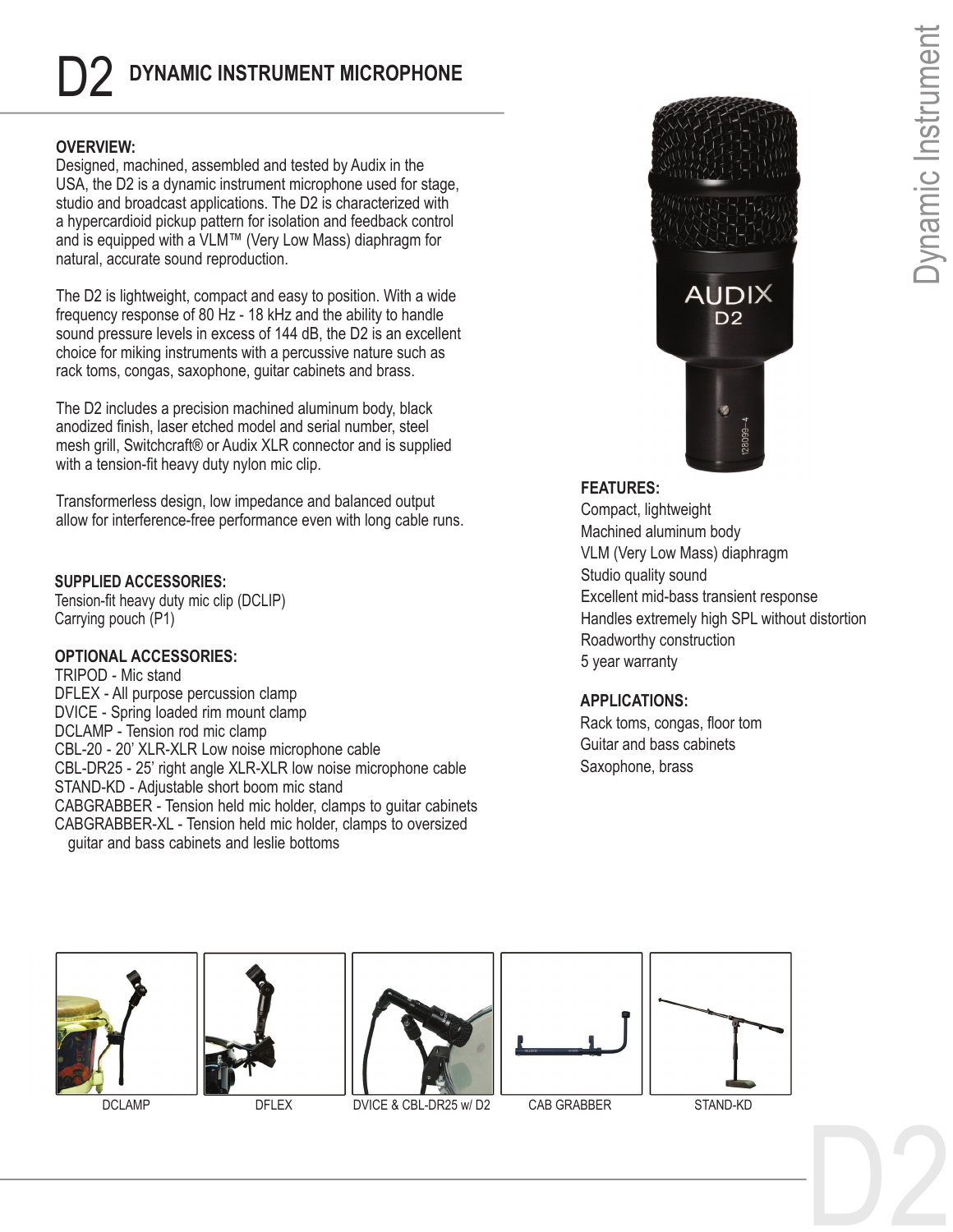# D2 DYNAMIC INSTRUMENT MICROPHONE

**OVERVIEW:**
Designed, machined, assembled and tested by Audix in the USA, the D2 is a dynamic instrument microphone used for stage, studio and broadcast applications. The D2 is characterized with a hypercardioid pickup pattern for isolation and feedback control and is equipped with a VLM™ (Very Low Mass) diaphragm for natural, accurate sound reproduction.

The D2 is lightweight, compact and easy to position. With a wide frequency response of 80 Hz - 18 kHz and the ability to handle sound pressure levels in excess of 144 dB, the D2 is an excellent choice for miking instruments with a percussive nature such as rack toms, congas, saxophone, guitar cabinets and brass.

The D2 includes a precision machined aluminum body, black anodized finish, laser etched model and serial number, steel mesh grill, Switchcraft® or Audix XLR connector and is supplied with a tension-fit heavy duty nylon mic clip.

Transformerless design, low impedance and balanced output allow for interference-free performance even with long cable runs.

**SUPPLIED ACCESSORIES:**
Tension-fit heavy duty mic clip (DCLIP)
Carrying pouch (P1)

**OPTIONAL ACCESSORIES:**
TRIPOD - Mic stand
DFLEX - All purpose percussion clamp
DVICE - Spring loaded rim mount clamp
DCLAMP - Tension rod mic clamp
CBL-20 - 20' XLR-XLR Low noise microphone cable
CBL-DR25 - 25' right angle XLR-XLR low noise microphone cable
STAND-KD - Adjustable short boom mic stand
CABGRABBER - Tension held mic holder, clamps to guitar cabinets
CABGRABBER-XL - Tension held mic holder, clamps to oversized guitar and bass cabinets and leslie bottoms

**FEATURES:**
Compact, lightweight
Machined aluminum body
VLM (Very Low Mass) diaphragm
Studio quality sound
Excellent mid-bass transient response
Handles extremely high SPL without distortion
Roadworthy construction
5 year warranty

**APPLICATIONS:**
Rack toms, congas, floor tom
Guitar and bass cabinets
Saxophone, brass

DCLAMP

DFLEX

DVICE & CBL-DR25 w/ D2

CAB GRABBER

STAND-KD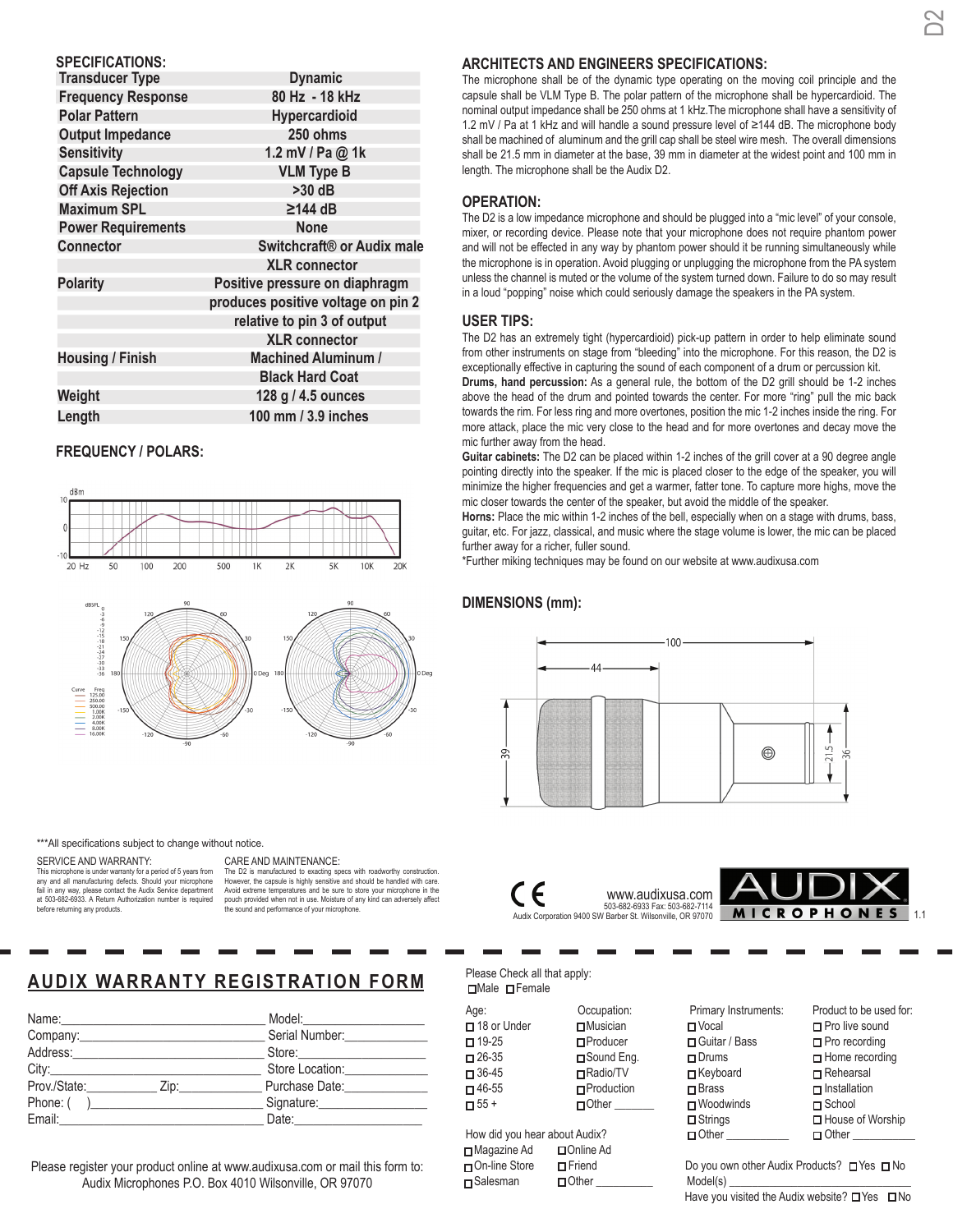## SPECIFICATIONS:

| | |
|---|---|
| Transducer Type | Dynamic |
| Frequency Response | 80 Hz - 18 kHz |
| Polar Pattern | Hypercardioid |
| Output Impedance | 250 ohms |
| Sensitivity | 1.2 mV / Pa @ 1k |
| Capsule Technology | VLM Type B |
| Off Axis Rejection | >30 dB |
| Maximum SPL | ≥144 dB |
| Power Requirements | None |
| Connector | Switchcraft® or Audix male XLR connector |
| Polarity | Positive pressure on diaphragm produces positive voltage on pin 2 relative to pin 3 of output XLR connector |
| Housing / Finish | Machined Aluminum / Black Hard Coat |
| Weight | 128 g / 4.5 ounces |
| Length | 100 mm / 3.9 inches |

## FREQUENCY / POLARS:

dBm
10
0
-10
20 Hz 50 100 200 500 1K 2K 5K 10K 20K

dBSPL
0 -3 -6 -9 -12 -15 -18 -21 -24 -27 -30 -33 -36

90 120 60 150 30 180 0 Deg -150 -30 -120 -60 -90

Curve Freq
125.00
250.00
500.00
1.00K
2.00K
4.00K
8.00K
16.00K

## ARCHITECTS AND ENGINEERS SPECIFICATIONS:

The microphone shall be of the dynamic type operating on the moving coil principle and the capsule shall be VLM Type B. The polar pattern of the microphone shall be hypercardioid. The nominal output impedance shall be 250 ohms at 1 kHz.The microphone shall have a sensitivity of 1.2 mV / Pa at 1 kHz and will handle a sound pressure level of ≥144 dB. The microphone body shall be machined of aluminum and the grill cap shall be steel wire mesh. The overall dimensions shall be 21.5 mm in diameter at the base, 39 mm in diameter at the widest point and 100 mm in length. The microphone shall be the Audix D2.

## OPERATION:

The D2 is a low impedance microphone and should be plugged into a "mic level" of your console, mixer, or recording device. Please note that your microphone does not require phantom power and will not be effected in any way by phantom power should it be running simultaneously while the microphone is in operation. Avoid plugging or unplugging the microphone from the PA system unless the channel is muted or the volume of the system turned down. Failure to do so may result in a loud "popping" noise which could seriously damage the speakers in the PA system.

## USER TIPS:

The D2 has an extremely tight (hypercardioid) pick-up pattern in order to help eliminate sound from other instruments on stage from "bleeding" into the microphone. For this reason, the D2 is exceptionally effective in capturing the sound of each component of a drum or percussion kit.

**Drums, hand percussion:** As a general rule, the bottom of the D2 grill should be 1-2 inches above the head of the drum and pointed towards the center. For more "ring" pull the mic back towards the rim. For less ring and more overtones, position the mic 1-2 inches inside the ring. For more attack, place the mic very close to the head and for more overtones and decay move the mic further away from the head.

**Guitar cabinets:** The D2 can be placed within 1-2 inches of the grill cover at a 90 degree angle pointing directly into the speaker. If the mic is placed closer to the edge of the speaker, you will minimize the higher frequencies and get a warmer, fatter tone. To capture more highs, move the mic closer towards the center of the speaker, but avoid the middle of the speaker.

**Horns:** Place the mic within 1-2 inches of the bell, especially when on a stage with drums, bass, guitar, etc. For jazz, classical, and music where the stage volume is lower, the mic can be placed further away for a richer, fuller sound.

*Further miking techniques may be found on our website at www.audixusa.com

## DIMENSIONS (mm):

100
44
39
21.5
36

***All specifications subject to change without notice.

SERVICE AND WARRANTY:
This microphone is under warranty for a period of 5 years from any and all manufacturing defects. Should your microphone fail in any way, please contact the Audix Service department at 503-682-6933. A Return Authorization number is required before returning any products.

CARE AND MAINTENANCE:
The D2 is manufactured to exacting specs with roadworthy construction. However, the capsule is highly sensitive and should be handled with care. Avoid extreme temperatures and be sure to store your microphone in the pouch provided when not in use. Moisture of any kind can adversely affect the sound and performance of your microphone.

CE

www.audixusa.com
503-682-6933 Fax: 503-682-7114
Audix Corporation 9400 SW Barber St. Wilsonville, OR 97070

AUDIX MICROPHONES

1.1

## AUDIX WARRANTY REGISTRATION FORM

Name:________________________ Model:________________
Company:______________________ Serial Number:___________
Address:______________________ Store:________________
City:_________________________ Store Location:___________
Prov./State:__________ Zip:__________ Purchase Date:___________
Phone: ( )____________________ Signature:______________
Email:________________________ Date:_________________

Please register your product online at www.audixusa.com or mail this form to:
Audix Microphones P.O. Box 4010 Wilsonville, OR 97070

Please Check all that apply:
☐Male ☐Female

Age:
☐ 18 or Under
☐ 19-25
☐ 26-35
☐ 36-45
☐ 46-55
☐ 55 +

Occupation:
☐Musician
☐Producer
☐Sound Eng.
☐Radio/TV
☐Production
☐Other ______

Primary Instruments:
☐ Vocal
☐ Guitar / Bass
☐ Drums
☐ Keyboard
☐ Brass
☐ Woodwinds
☐ Strings
☐ Other __________

Product to be used for:
☐ Pro live sound
☐ Pro recording
☐ Home recording
☐ Rehearsal
☐ Installation
☐ School
☐ House of Worship
☐ Other __________

How did you hear about Audix?
☐Magazine Ad ☐Online Ad
☐On-line Store ☐Friend
☐Salesman ☐Other _________

Do you own other Audix Products? ☐Yes ☐No
Model(s) ______________________________
Have you visited the Audix website? ☐Yes ☐No